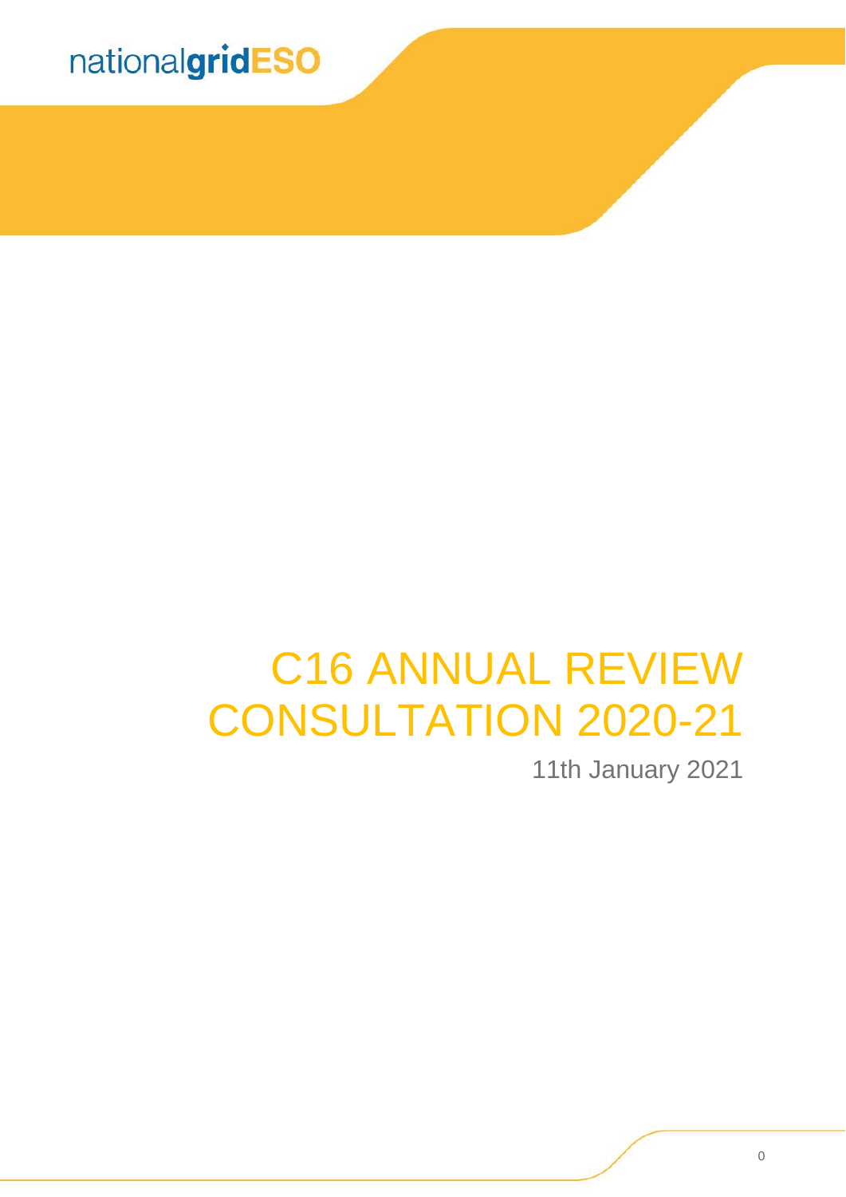nationalgridESO

# C16 ANNUAL REVIEW CONSULTATION 2020-21

11th January 2021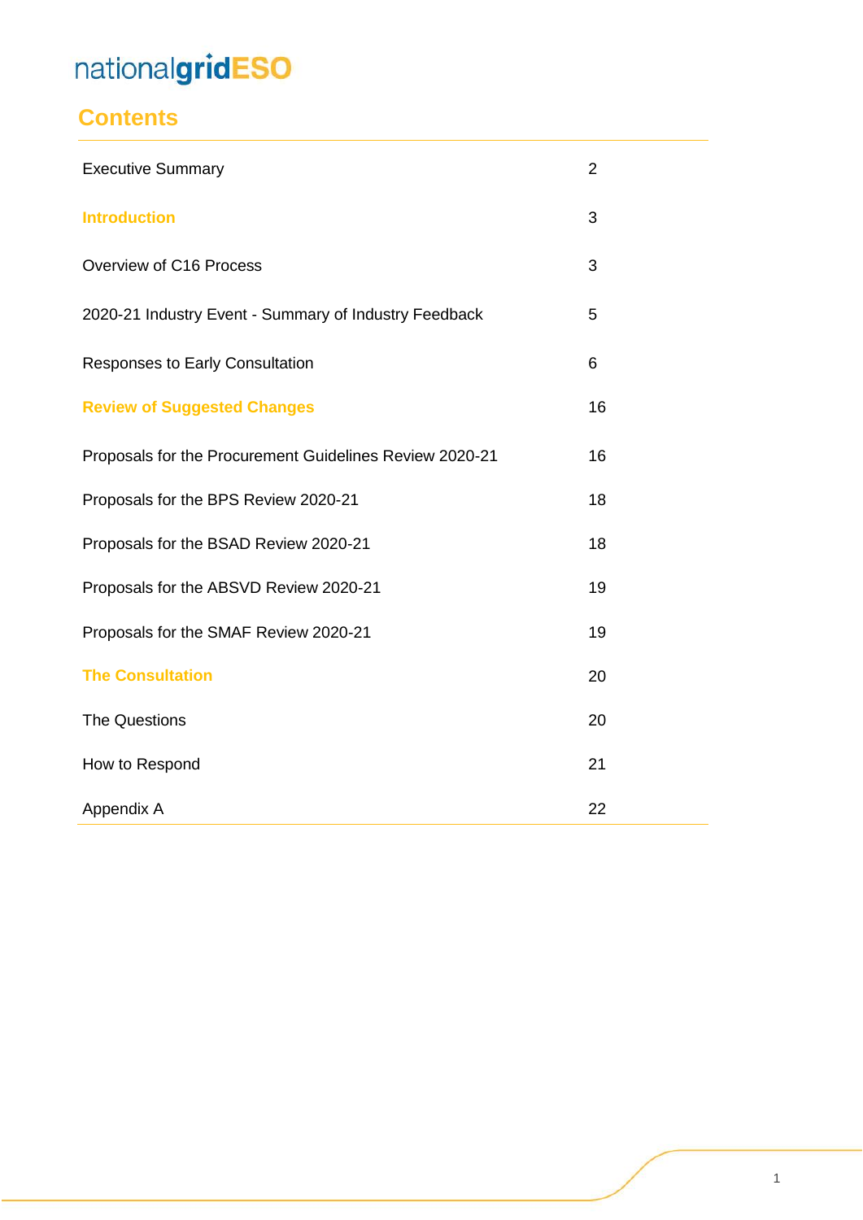nationalgridESO

## Contents

| | |
|---|---|
| Executive Summary | 2 |
| **Introduction** | 3 |
| Overview of C16 Process | 3 |
| 2020-21 Industry Event - Summary of Industry Feedback | 5 |
| Responses to Early Consultation | 6 |
| **Review of Suggested Changes** | 16 |
| Proposals for the Procurement Guidelines Review 2020-21 | 16 |
| Proposals for the BPS Review 2020-21 | 18 |
| Proposals for the BSAD Review 2020-21 | 18 |
| Proposals for the ABSVD Review 2020-21 | 19 |
| Proposals for the SMAF Review 2020-21 | 19 |
| **The Consultation** | 20 |
| The Questions | 20 |
| How to Respond | 21 |
| Appendix A | 22 |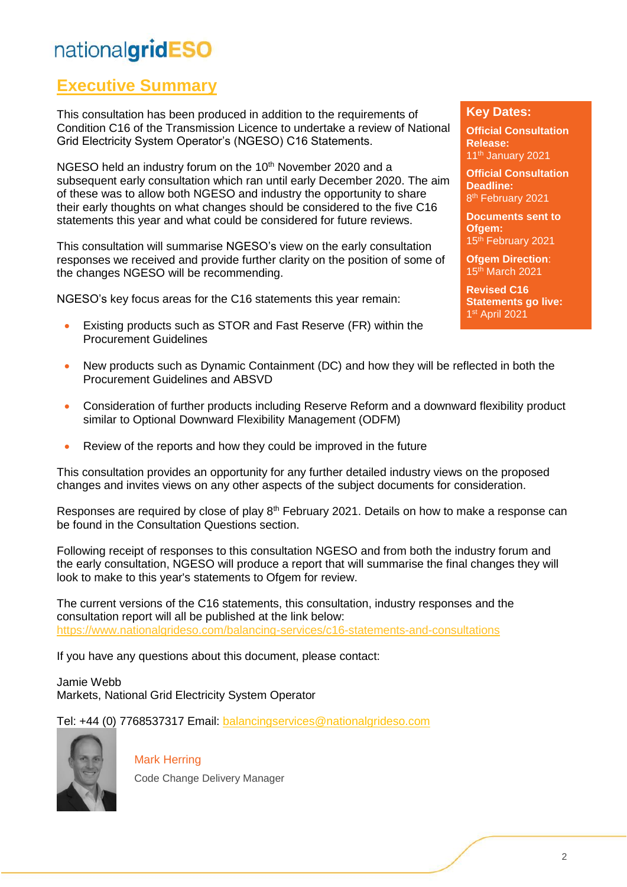nationalgridESO

## Executive Summary

This consultation has been produced in addition to the requirements of Condition C16 of the Transmission Licence to undertake a review of National Grid Electricity System Operator's (NGESO) C16 Statements.

NGESO held an industry forum on the 10th November 2020 and a subsequent early consultation which ran until early December 2020. The aim of these was to allow both NGESO and industry the opportunity to share their early thoughts on what changes should be considered to the five C16 statements this year and what could be considered for future reviews.

This consultation will summarise NGESO's view on the early consultation responses we received and provide further clarity on the position of some of the changes NGESO will be recommending.

NGESO's key focus areas for the C16 statements this year remain:

- Existing products such as STOR and Fast Reserve (FR) within the Procurement Guidelines
- New products such as Dynamic Containment (DC) and how they will be reflected in both the Procurement Guidelines and ABSVD
- Consideration of further products including Reserve Reform and a downward flexibility product similar to Optional Downward Flexibility Management (ODFM)
- Review of the reports and how they could be improved in the future

This consultation provides an opportunity for any further detailed industry views on the proposed changes and invites views on any other aspects of the subject documents for consideration.

Responses are required by close of play 8th February 2021. Details on how to make a response can be found in the Consultation Questions section.

Following receipt of responses to this consultation NGESO and from both the industry forum and the early consultation, NGESO will produce a report that will summarise the final changes they will look to make to this year's statements to Ofgem for review.

The current versions of the C16 statements, this consultation, industry responses and the consultation report will all be published at the link below:
https://www.nationalgrideso.com/balancing-services/c16-statements-and-consultations

If you have any questions about this document, please contact:

Jamie Webb
Markets, National Grid Electricity System Operator

Tel: +44 (0) 7768537317 Email: balancingservices@nationalgrideso.com

Mark Herring
Code Change Delivery Manager

**Key Dates:**

**Official Consultation Release:**
11th January 2021

**Official Consultation Deadline:**
8th February 2021

**Documents sent to Ofgem:**
15th February 2021

**Ofgem Direction:**
15th March 2021

**Revised C16 Statements go live:**
1st April 2021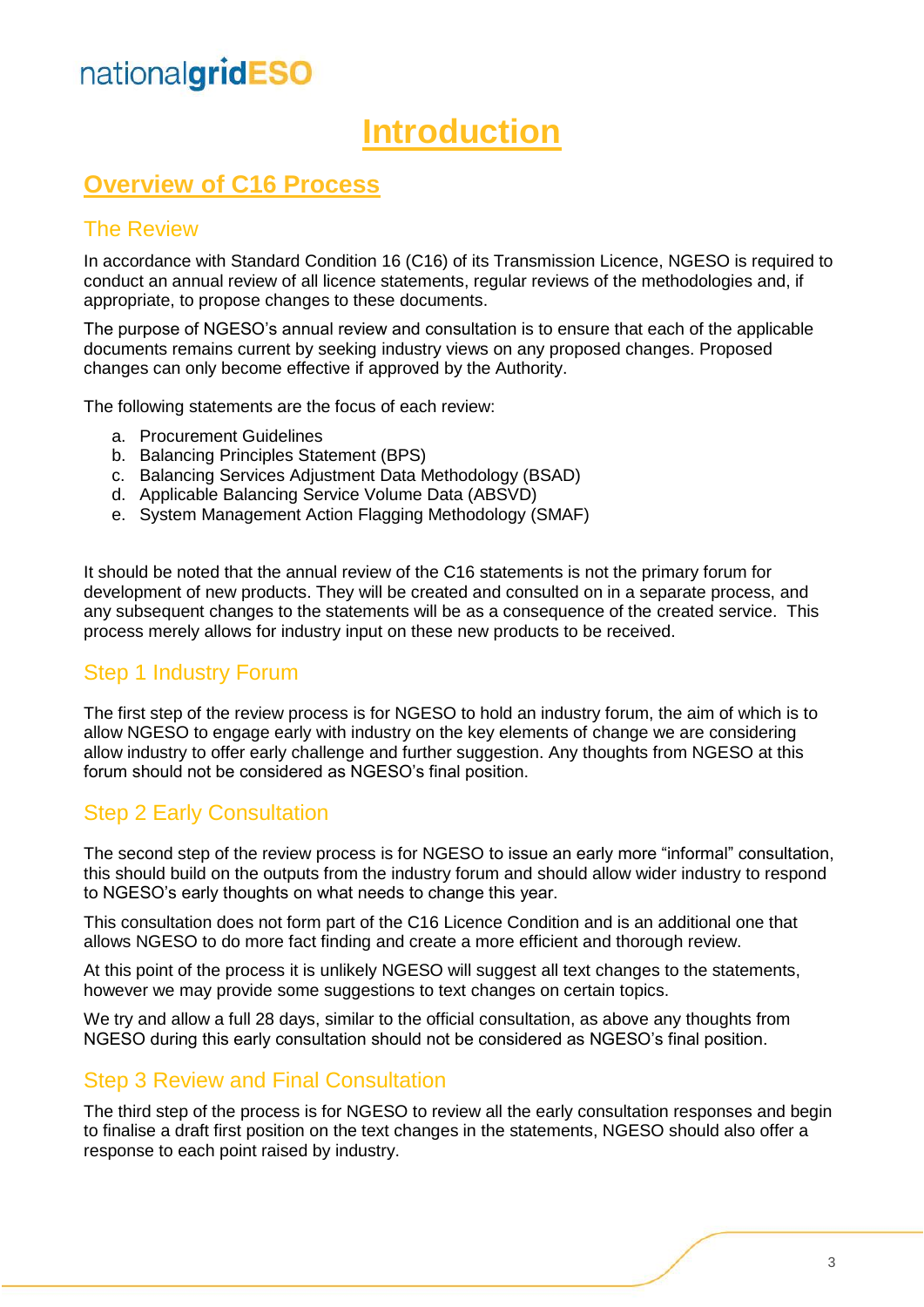# Introduction

## Overview of C16 Process

### The Review

In accordance with Standard Condition 16 (C16) of its Transmission Licence, NGESO is required to conduct an annual review of all licence statements, regular reviews of the methodologies and, if appropriate, to propose changes to these documents.

The purpose of NGESO's annual review and consultation is to ensure that each of the applicable documents remains current by seeking industry views on any proposed changes. Proposed changes can only become effective if approved by the Authority.

The following statements are the focus of each review:

a. Procurement Guidelines
b. Balancing Principles Statement (BPS)
c. Balancing Services Adjustment Data Methodology (BSAD)
d. Applicable Balancing Service Volume Data (ABSVD)
e. System Management Action Flagging Methodology (SMAF)

It should be noted that the annual review of the C16 statements is not the primary forum for development of new products. They will be created and consulted on in a separate process, and any subsequent changes to the statements will be as a consequence of the created service. This process merely allows for industry input on these new products to be received.

### Step 1 Industry Forum

The first step of the review process is for NGESO to hold an industry forum, the aim of which is to allow NGESO to engage early with industry on the key elements of change we are considering allow industry to offer early challenge and further suggestion. Any thoughts from NGESO at this forum should not be considered as NGESO's final position.

### Step 2 Early Consultation

The second step of the review process is for NGESO to issue an early more "informal" consultation, this should build on the outputs from the industry forum and should allow wider industry to respond to NGESO's early thoughts on what needs to change this year.

This consultation does not form part of the C16 Licence Condition and is an additional one that allows NGESO to do more fact finding and create a more efficient and thorough review.

At this point of the process it is unlikely NGESO will suggest all text changes to the statements, however we may provide some suggestions to text changes on certain topics.

We try and allow a full 28 days, similar to the official consultation, as above any thoughts from NGESO during this early consultation should not be considered as NGESO's final position.

### Step 3 Review and Final Consultation

The third step of the process is for NGESO to review all the early consultation responses and begin to finalise a draft first position on the text changes in the statements, NGESO should also offer a response to each point raised by industry.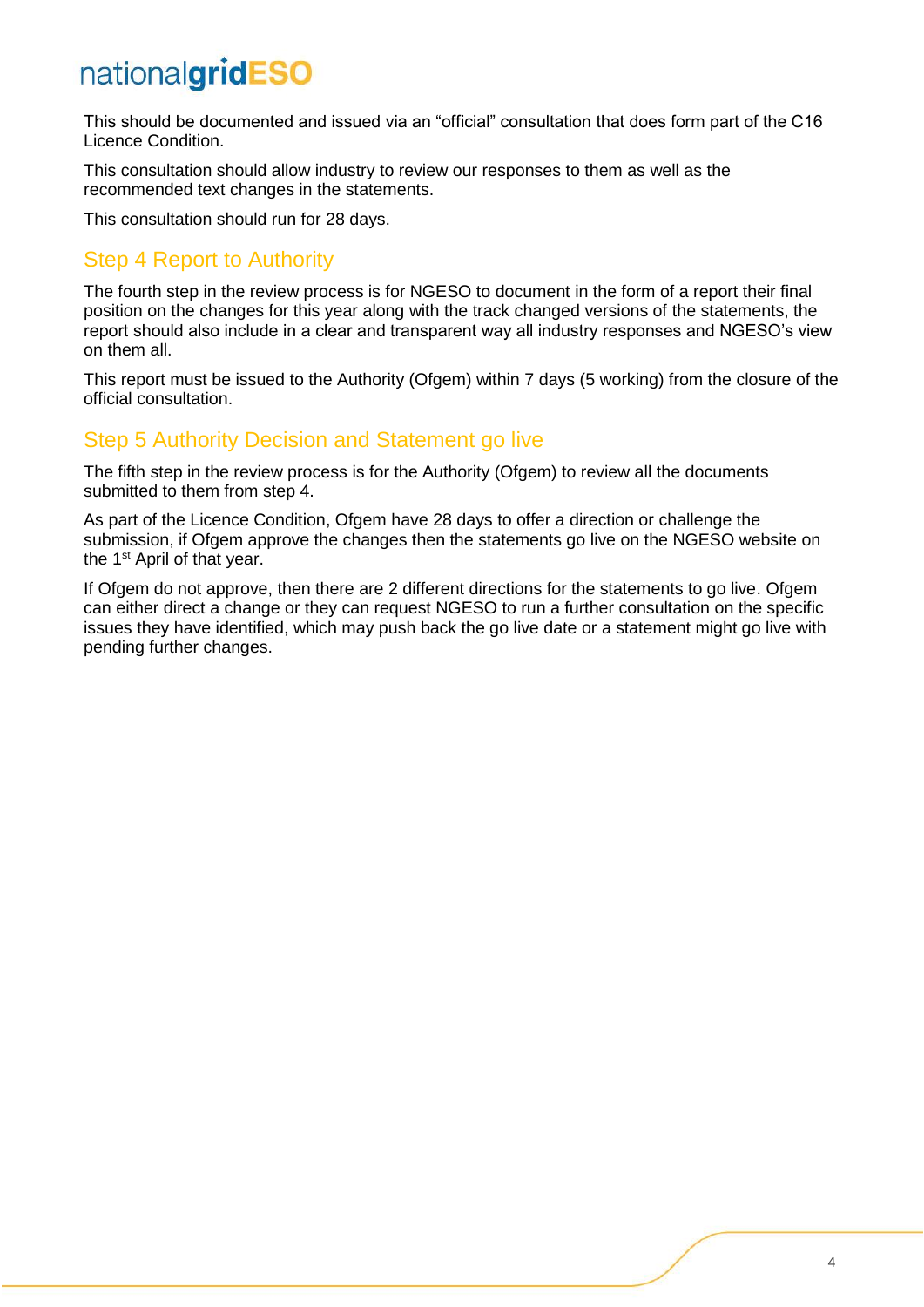This should be documented and issued via an “official” consultation that does form part of the C16 Licence Condition.

This consultation should allow industry to review our responses to them as well as the recommended text changes in the statements.

This consultation should run for 28 days.

## Step 4 Report to Authority

The fourth step in the review process is for NGESO to document in the form of a report their final position on the changes for this year along with the track changed versions of the statements, the report should also include in a clear and transparent way all industry responses and NGESO’s view on them all.

This report must be issued to the Authority (Ofgem) within 7 days (5 working) from the closure of the official consultation.

## Step 5 Authority Decision and Statement go live

The fifth step in the review process is for the Authority (Ofgem) to review all the documents submitted to them from step 4.

As part of the Licence Condition, Ofgem have 28 days to offer a direction or challenge the submission, if Ofgem approve the changes then the statements go live on the NGESO website on the 1st April of that year.

If Ofgem do not approve, then there are 2 different directions for the statements to go live. Ofgem can either direct a change or they can request NGESO to run a further consultation on the specific issues they have identified, which may push back the go live date or a statement might go live with pending further changes.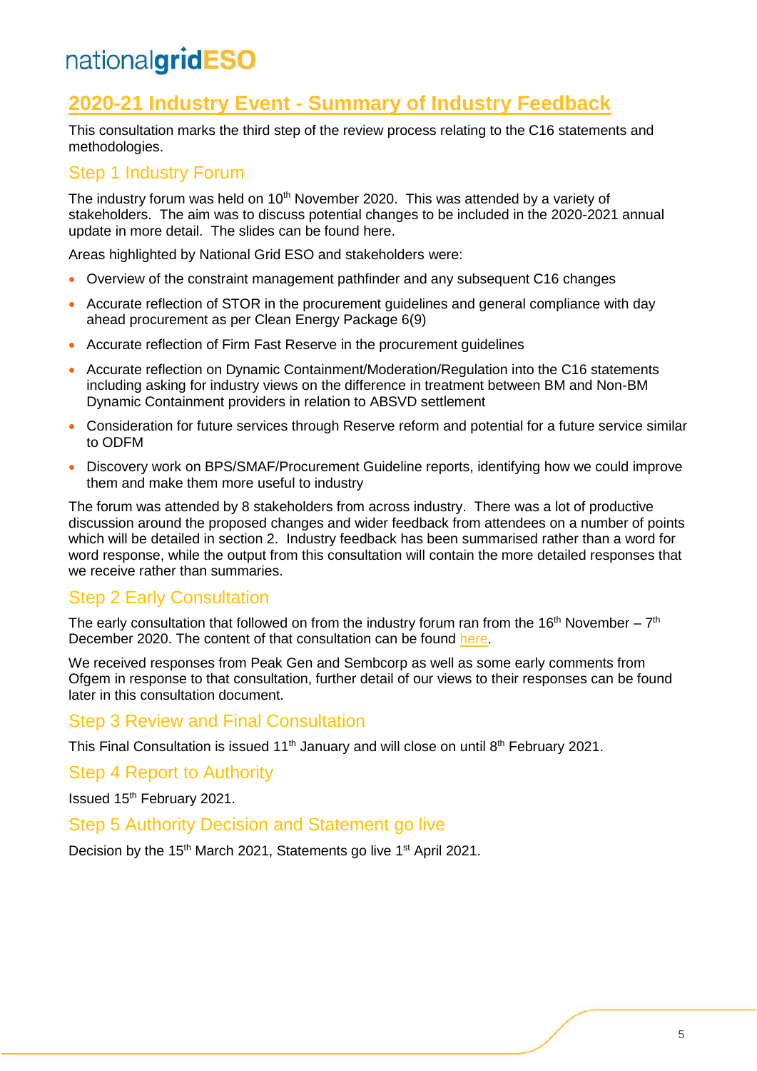## 2020-21 Industry Event - Summary of Industry Feedback

This consultation marks the third step of the review process relating to the C16 statements and methodologies.

### Step 1 Industry Forum

The industry forum was held on 10th November 2020. This was attended by a variety of stakeholders. The aim was to discuss potential changes to be included in the 2020-2021 annual update in more detail. The slides can be found here.

Areas highlighted by National Grid ESO and stakeholders were:

- Overview of the constraint management pathfinder and any subsequent C16 changes
- Accurate reflection of STOR in the procurement guidelines and general compliance with day ahead procurement as per Clean Energy Package 6(9)
- Accurate reflection of Firm Fast Reserve in the procurement guidelines
- Accurate reflection on Dynamic Containment/Moderation/Regulation into the C16 statements including asking for industry views on the difference in treatment between BM and Non-BM Dynamic Containment providers in relation to ABSVD settlement
- Consideration for future services through Reserve reform and potential for a future service similar to ODFM
- Discovery work on BPS/SMAF/Procurement Guideline reports, identifying how we could improve them and make them more useful to industry

The forum was attended by 8 stakeholders from across industry. There was a lot of productive discussion around the proposed changes and wider feedback from attendees on a number of points which will be detailed in section 2. Industry feedback has been summarised rather than a word for word response, while the output from this consultation will contain the more detailed responses that we receive rather than summaries.

### Step 2 Early Consultation

The early consultation that followed on from the industry forum ran from the 16th November – 7th December 2020. The content of that consultation can be found here.

We received responses from Peak Gen and Sembcorp as well as some early comments from Ofgem in response to that consultation, further detail of our views to their responses can be found later in this consultation document.

### Step 3 Review and Final Consultation

This Final Consultation is issued 11th January and will close on until 8th February 2021.

### Step 4 Report to Authority

Issued 15th February 2021.

### Step 5 Authority Decision and Statement go live

Decision by the 15th March 2021, Statements go live 1st April 2021.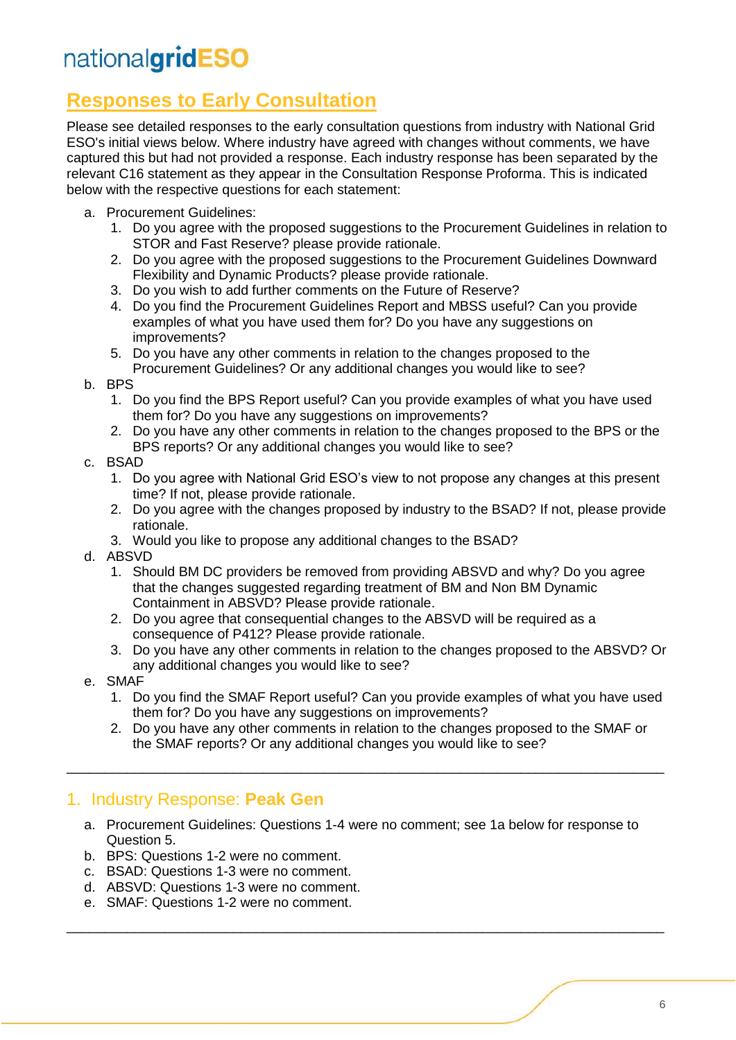## Responses to Early Consultation

Please see detailed responses to the early consultation questions from industry with National Grid ESO's initial views below. Where industry have agreed with changes without comments, we have captured this but had not provided a response. Each industry response has been separated by the relevant C16 statement as they appear in the Consultation Response Proforma. This is indicated below with the respective questions for each statement:

a. Procurement Guidelines:
   1. Do you agree with the proposed suggestions to the Procurement Guidelines in relation to STOR and Fast Reserve? please provide rationale.
   2. Do you agree with the proposed suggestions to the Procurement Guidelines Downward Flexibility and Dynamic Products? please provide rationale.
   3. Do you wish to add further comments on the Future of Reserve?
   4. Do you find the Procurement Guidelines Report and MBSS useful? Can you provide examples of what you have used them for? Do you have any suggestions on improvements?
   5. Do you have any other comments in relation to the changes proposed to the Procurement Guidelines? Or any additional changes you would like to see?
b. BPS
   1. Do you find the BPS Report useful? Can you provide examples of what you have used them for? Do you have any suggestions on improvements?
   2. Do you have any other comments in relation to the changes proposed to the BPS or the BPS reports? Or any additional changes you would like to see?
c. BSAD
   1. Do you agree with National Grid ESO's view to not propose any changes at this present time? If not, please provide rationale.
   2. Do you agree with the changes proposed by industry to the BSAD? If not, please provide rationale.
   3. Would you like to propose any additional changes to the BSAD?
d. ABSVD
   1. Should BM DC providers be removed from providing ABSVD and why? Do you agree that the changes suggested regarding treatment of BM and Non BM Dynamic Containment in ABSVD? Please provide rationale.
   2. Do you agree that consequential changes to the ABSVD will be required as a consequence of P412? Please provide rationale.
   3. Do you have any other comments in relation to the changes proposed to the ABSVD? Or any additional changes you would like to see?
e. SMAF
   1. Do you find the SMAF Report useful? Can you provide examples of what you have used them for? Do you have any suggestions on improvements?
   2. Do you have any other comments in relation to the changes proposed to the SMAF or the SMAF reports? Or any additional changes you would like to see?

---

### 1. Industry Response: **Peak Gen**

a. Procurement Guidelines: Questions 1-4 were no comment; see 1a below for response to Question 5.
b. BPS: Questions 1-2 were no comment.
c. BSAD: Questions 1-3 were no comment.
d. ABSVD: Questions 1-3 were no comment.
e. SMAF: Questions 1-2 were no comment.

---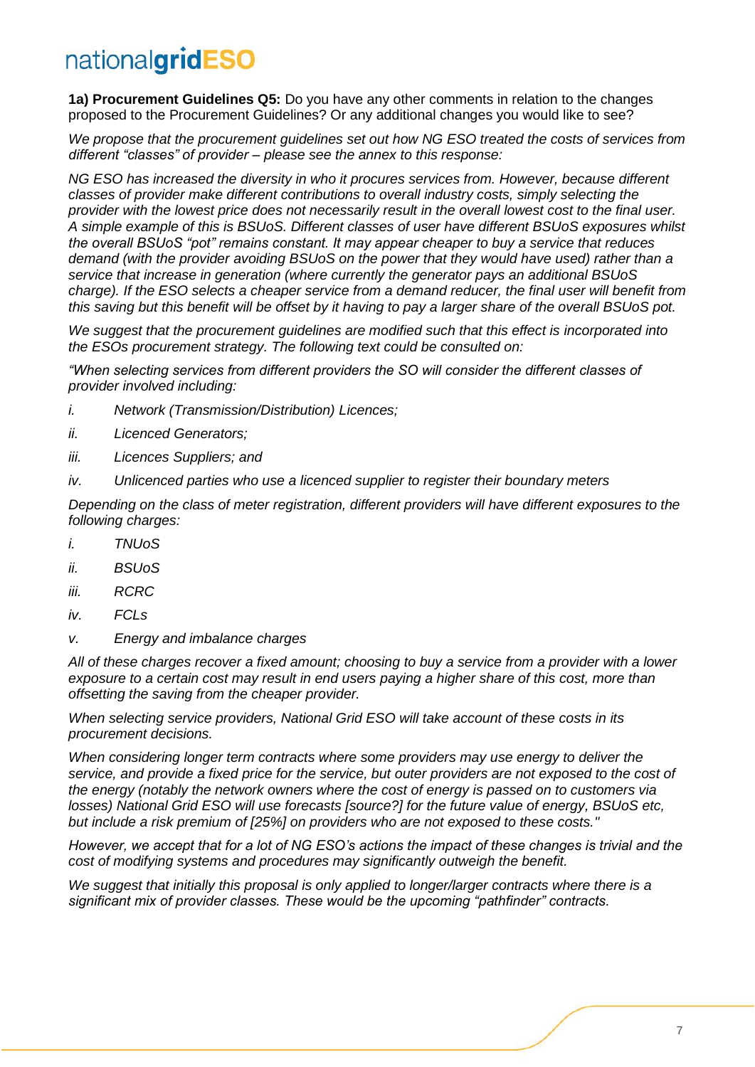**1a) Procurement Guidelines Q5:** Do you have any other comments in relation to the changes proposed to the Procurement Guidelines? Or any additional changes you would like to see?

*We propose that the procurement guidelines set out how NG ESO treated the costs of services from different "classes" of provider – please see the annex to this response:*

*NG ESO has increased the diversity in who it procures services from. However, because different classes of provider make different contributions to overall industry costs, simply selecting the provider with the lowest price does not necessarily result in the overall lowest cost to the final user. A simple example of this is BSUoS. Different classes of user have different BSUoS exposures whilst the overall BSUoS "pot" remains constant. It may appear cheaper to buy a service that reduces demand (with the provider avoiding BSUoS on the power that they would have used) rather than a service that increase in generation (where currently the generator pays an additional BSUoS charge). If the ESO selects a cheaper service from a demand reducer, the final user will benefit from this saving but this benefit will be offset by it having to pay a larger share of the overall BSUoS pot.*

*We suggest that the procurement guidelines are modified such that this effect is incorporated into the ESOs procurement strategy. The following text could be consulted on:*

*"When selecting services from different providers the SO will consider the different classes of provider involved including:*

*i. Network (Transmission/Distribution) Licences;*

*ii. Licenced Generators;*

*iii. Licences Suppliers; and*

*iv. Unlicenced parties who use a licenced supplier to register their boundary meters*

*Depending on the class of meter registration, different providers will have different exposures to the following charges:*

*i. TNUoS*

*ii. BSUoS*

*iii. RCRC*

*iv. FCLs*

*v. Energy and imbalance charges*

*All of these charges recover a fixed amount; choosing to buy a service from a provider with a lower exposure to a certain cost may result in end users paying a higher share of this cost, more than offsetting the saving from the cheaper provider.*

*When selecting service providers, National Grid ESO will take account of these costs in its procurement decisions.*

*When considering longer term contracts where some providers may use energy to deliver the service, and provide a fixed price for the service, but outer providers are not exposed to the cost of the energy (notably the network owners where the cost of energy is passed on to customers via losses) National Grid ESO will use forecasts [source?] for the future value of energy, BSUoS etc, but include a risk premium of [25%] on providers who are not exposed to these costs."*

*However, we accept that for a lot of NG ESO's actions the impact of these changes is trivial and the cost of modifying systems and procedures may significantly outweigh the benefit.*

*We suggest that initially this proposal is only applied to longer/larger contracts where there is a significant mix of provider classes. These would be the upcoming "pathfinder" contracts.*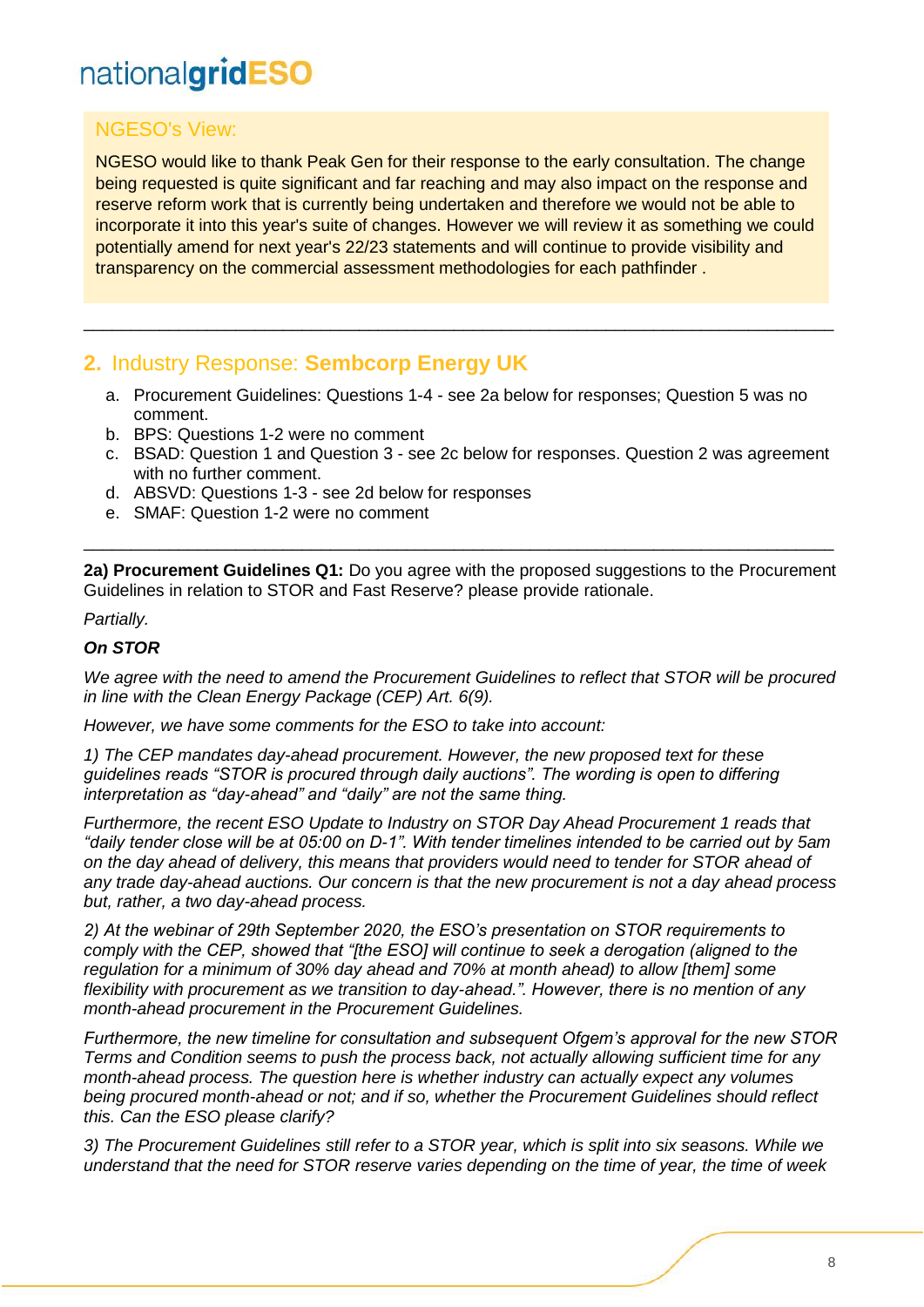NGESO's View:

NGESO would like to thank Peak Gen for their response to the early consultation. The change being requested is quite significant and far reaching and may also impact on the response and reserve reform work that is currently being undertaken and therefore we would not be able to incorporate it into this year's suite of changes. However we will review it as something we could potentially amend for next year's 22/23 statements and will continue to provide visibility and transparency on the commercial assessment methodologies for each pathfinder .

---

## 2. Industry Response: **Sembcorp Energy UK**

a. Procurement Guidelines: Questions 1-4 - see 2a below for responses; Question 5 was no comment.
b. BPS: Questions 1-2 were no comment
c. BSAD: Question 1 and Question 3 - see 2c below for responses. Question 2 was agreement with no further comment.
d. ABSVD: Questions 1-3 - see 2d below for responses
e. SMAF: Question 1-2 were no comment

---

**2a) Procurement Guidelines Q1:** Do you agree with the proposed suggestions to the Procurement Guidelines in relation to STOR and Fast Reserve? please provide rationale.

*Partially.*

***On STOR***

*We agree with the need to amend the Procurement Guidelines to reflect that STOR will be procured in line with the Clean Energy Package (CEP) Art. 6(9).*

*However, we have some comments for the ESO to take into account:*

*1) The CEP mandates day-ahead procurement. However, the new proposed text for these guidelines reads "STOR is procured through daily auctions". The wording is open to differing interpretation as "day-ahead" and "daily" are not the same thing.*

*Furthermore, the recent ESO Update to Industry on STOR Day Ahead Procurement 1 reads that "daily tender close will be at 05:00 on D-1". With tender timelines intended to be carried out by 5am on the day ahead of delivery, this means that providers would need to tender for STOR ahead of any trade day-ahead auctions. Our concern is that the new procurement is not a day ahead process but, rather, a two day-ahead process.*

*2) At the webinar of 29th September 2020, the ESO's presentation on STOR requirements to comply with the CEP, showed that "[the ESO] will continue to seek a derogation (aligned to the regulation for a minimum of 30% day ahead and 70% at month ahead) to allow [them] some flexibility with procurement as we transition to day-ahead.". However, there is no mention of any month-ahead procurement in the Procurement Guidelines.*

*Furthermore, the new timeline for consultation and subsequent Ofgem's approval for the new STOR Terms and Condition seems to push the process back, not actually allowing sufficient time for any month-ahead process. The question here is whether industry can actually expect any volumes being procured month-ahead or not; and if so, whether the Procurement Guidelines should reflect this. Can the ESO please clarify?*

*3) The Procurement Guidelines still refer to a STOR year, which is split into six seasons. While we understand that the need for STOR reserve varies depending on the time of year, the time of week*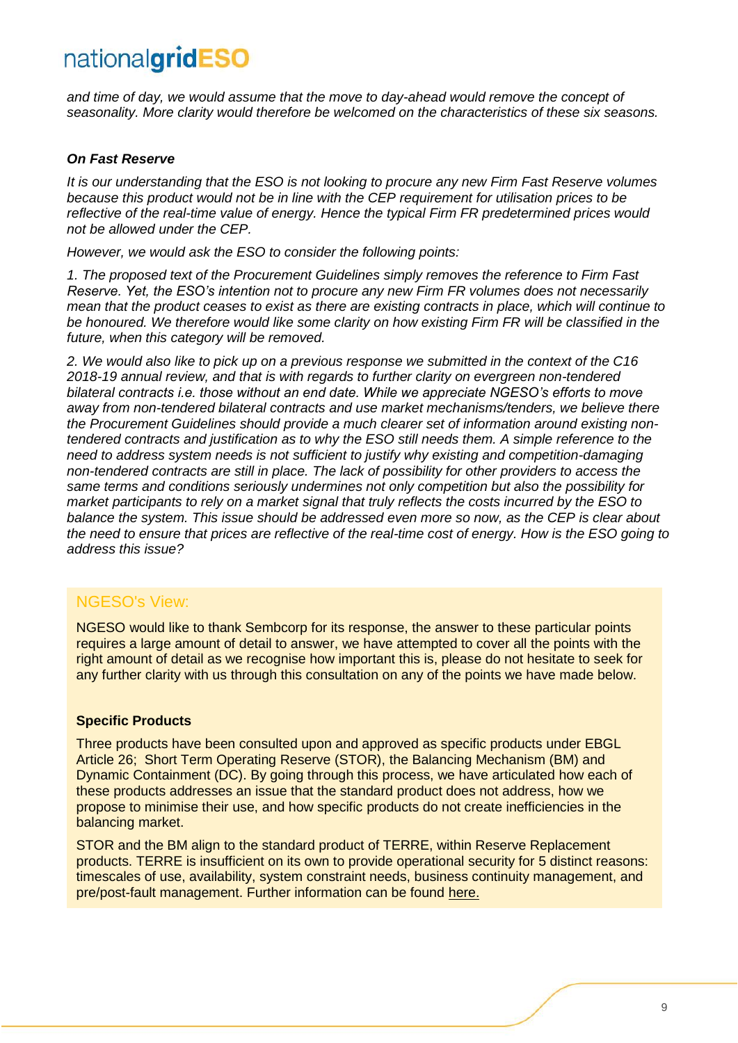*and time of day, we would assume that the move to day-ahead would remove the concept of seasonality. More clarity would therefore be welcomed on the characteristics of these six seasons.*

***On Fast Reserve***

*It is our understanding that the ESO is not looking to procure any new Firm Fast Reserve volumes because this product would not be in line with the CEP requirement for utilisation prices to be reflective of the real-time value of energy. Hence the typical Firm FR predetermined prices would not be allowed under the CEP.*

*However, we would ask the ESO to consider the following points:*

*1. The proposed text of the Procurement Guidelines simply removes the reference to Firm Fast Reserve. Yet, the ESO's intention not to procure any new Firm FR volumes does not necessarily mean that the product ceases to exist as there are existing contracts in place, which will continue to be honoured. We therefore would like some clarity on how existing Firm FR will be classified in the future, when this category will be removed.*

*2. We would also like to pick up on a previous response we submitted in the context of the C16 2018-19 annual review, and that is with regards to further clarity on evergreen non-tendered bilateral contracts i.e. those without an end date. While we appreciate NGESO's efforts to move away from non-tendered bilateral contracts and use market mechanisms/tenders, we believe there the Procurement Guidelines should provide a much clearer set of information around existing non-tendered contracts and justification as to why the ESO still needs them. A simple reference to the need to address system needs is not sufficient to justify why existing and competition-damaging non-tendered contracts are still in place. The lack of possibility for other providers to access the same terms and conditions seriously undermines not only competition but also the possibility for market participants to rely on a market signal that truly reflects the costs incurred by the ESO to balance the system. This issue should be addressed even more so now, as the CEP is clear about the need to ensure that prices are reflective of the real-time cost of energy. How is the ESO going to address this issue?*

### NGESO's View:

NGESO would like to thank Sembcorp for its response, the answer to these particular points requires a large amount of detail to answer, we have attempted to cover all the points with the right amount of detail as we recognise how important this is, please do not hesitate to seek for any further clarity with us through this consultation on any of the points we have made below.

**Specific Products**

Three products have been consulted upon and approved as specific products under EBGL Article 26; Short Term Operating Reserve (STOR), the Balancing Mechanism (BM) and Dynamic Containment (DC). By going through this process, we have articulated how each of these products addresses an issue that the standard product does not address, how we propose to minimise their use, and how specific products do not create inefficiencies in the balancing market.

STOR and the BM align to the standard product of TERRE, within Reserve Replacement products. TERRE is insufficient on its own to provide operational security for 5 distinct reasons: timescales of use, availability, system constraint needs, business continuity management, and pre/post-fault management. Further information can be found here.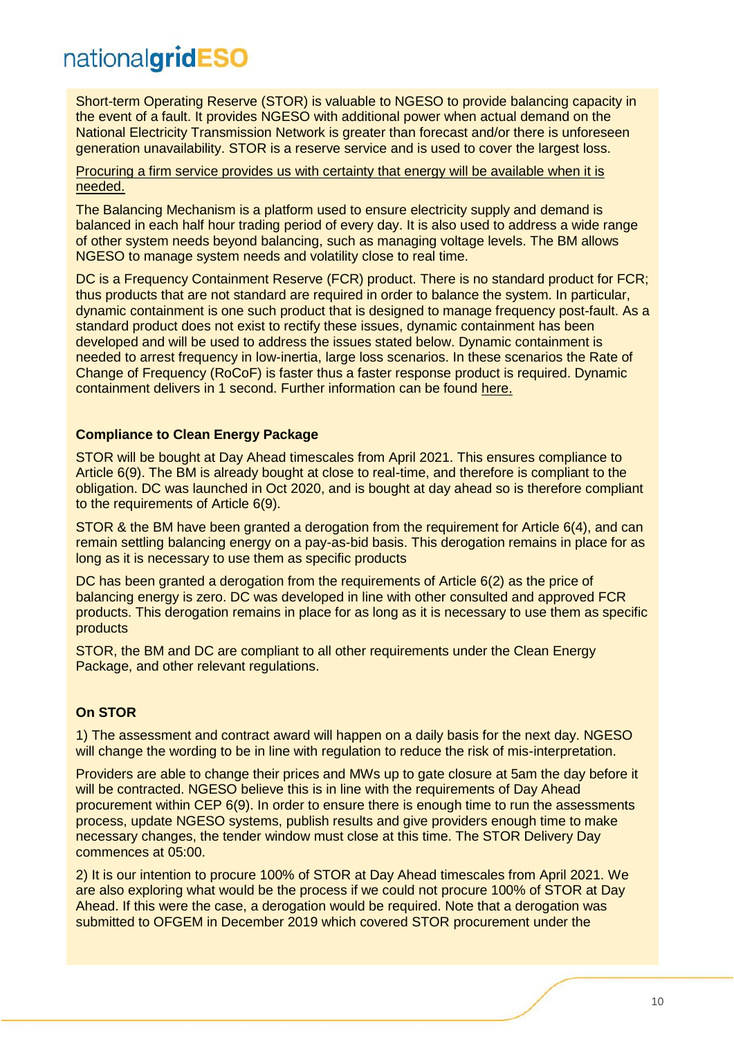Short-term Operating Reserve (STOR) is valuable to NGESO to provide balancing capacity in the event of a fault. It provides NGESO with additional power when actual demand on the National Electricity Transmission Network is greater than forecast and/or there is unforeseen generation unavailability. STOR is a reserve service and is used to cover the largest loss.

Procuring a firm service provides us with certainty that energy will be available when it is needed.

The Balancing Mechanism is a platform used to ensure electricity supply and demand is balanced in each half hour trading period of every day. It is also used to address a wide range of other system needs beyond balancing, such as managing voltage levels. The BM allows NGESO to manage system needs and volatility close to real time.

DC is a Frequency Containment Reserve (FCR) product. There is no standard product for FCR; thus products that are not standard are required in order to balance the system. In particular, dynamic containment is one such product that is designed to manage frequency post-fault. As a standard product does not exist to rectify these issues, dynamic containment has been developed and will be used to address the issues stated below. Dynamic containment is needed to arrest frequency in low-inertia, large loss scenarios. In these scenarios the Rate of Change of Frequency (RoCoF) is faster thus a faster response product is required. Dynamic containment delivers in 1 second. Further information can be found here.

**Compliance to Clean Energy Package**

STOR will be bought at Day Ahead timescales from April 2021. This ensures compliance to Article 6(9). The BM is already bought at close to real-time, and therefore is compliant to the obligation. DC was launched in Oct 2020, and is bought at day ahead so is therefore compliant to the requirements of Article 6(9).

STOR & the BM have been granted a derogation from the requirement for Article 6(4), and can remain settling balancing energy on a pay-as-bid basis. This derogation remains in place for as long as it is necessary to use them as specific products

DC has been granted a derogation from the requirements of Article 6(2) as the price of balancing energy is zero. DC was developed in line with other consulted and approved FCR products. This derogation remains in place for as long as it is necessary to use them as specific products

STOR, the BM and DC are compliant to all other requirements under the Clean Energy Package, and other relevant regulations.

**On STOR**

1) The assessment and contract award will happen on a daily basis for the next day. NGESO will change the wording to be in line with regulation to reduce the risk of mis-interpretation.

Providers are able to change their prices and MWs up to gate closure at 5am the day before it will be contracted. NGESO believe this is in line with the requirements of Day Ahead procurement within CEP 6(9). In order to ensure there is enough time to run the assessments process, update NGESO systems, publish results and give providers enough time to make necessary changes, the tender window must close at this time. The STOR Delivery Day commences at 05:00.

2) It is our intention to procure 100% of STOR at Day Ahead timescales from April 2021. We are also exploring what would be the process if we could not procure 100% of STOR at Day Ahead. If this were the case, a derogation would be required. Note that a derogation was submitted to OFGEM in December 2019 which covered STOR procurement under the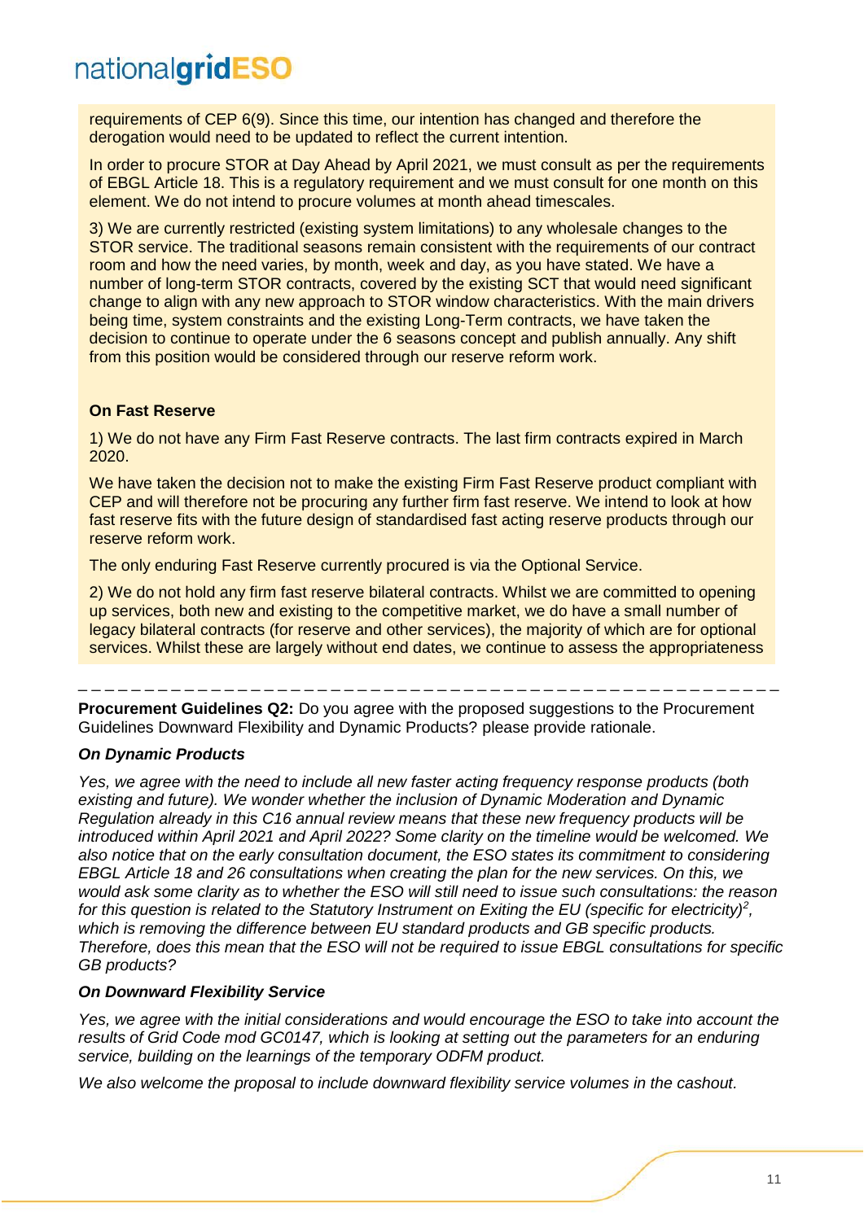requirements of CEP 6(9). Since this time, our intention has changed and therefore the derogation would need to be updated to reflect the current intention.

In order to procure STOR at Day Ahead by April 2021, we must consult as per the requirements of EBGL Article 18. This is a regulatory requirement and we must consult for one month on this element. We do not intend to procure volumes at month ahead timescales.

3) We are currently restricted (existing system limitations) to any wholesale changes to the STOR service. The traditional seasons remain consistent with the requirements of our contract room and how the need varies, by month, week and day, as you have stated. We have a number of long-term STOR contracts, covered by the existing SCT that would need significant change to align with any new approach to STOR window characteristics. With the main drivers being time, system constraints and the existing Long-Term contracts, we have taken the decision to continue to operate under the 6 seasons concept and publish annually. Any shift from this position would be considered through our reserve reform work.

**On Fast Reserve**

1) We do not have any Firm Fast Reserve contracts. The last firm contracts expired in March 2020.

We have taken the decision not to make the existing Firm Fast Reserve product compliant with CEP and will therefore not be procuring any further firm fast reserve. We intend to look at how fast reserve fits with the future design of standardised fast acting reserve products through our reserve reform work.

The only enduring Fast Reserve currently procured is via the Optional Service.

2) We do not hold any firm fast reserve bilateral contracts. Whilst we are committed to opening up services, both new and existing to the competitive market, we do have a small number of legacy bilateral contracts (for reserve and other services), the majority of which are for optional services. Whilst these are largely without end dates, we continue to assess the appropriateness

---

**Procurement Guidelines Q2:** Do you agree with the proposed suggestions to the Procurement Guidelines Downward Flexibility and Dynamic Products? please provide rationale.

***On Dynamic Products***

*Yes, we agree with the need to include all new faster acting frequency response products (both existing and future). We wonder whether the inclusion of Dynamic Moderation and Dynamic Regulation already in this C16 annual review means that these new frequency products will be introduced within April 2021 and April 2022? Some clarity on the timeline would be welcomed. We also notice that on the early consultation document, the ESO states its commitment to considering EBGL Article 18 and 26 consultations when creating the plan for the new services. On this, we would ask some clarity as to whether the ESO will still need to issue such consultations: the reason for this question is related to the Statutory Instrument on Exiting the EU (specific for electricity)[2], which is removing the difference between EU standard products and GB specific products. Therefore, does this mean that the ESO will not be required to issue EBGL consultations for specific GB products?*

***On Downward Flexibility Service***

*Yes, we agree with the initial considerations and would encourage the ESO to take into account the results of Grid Code mod GC0147, which is looking at setting out the parameters for an enduring service, building on the learnings of the temporary ODFM product.*

*We also welcome the proposal to include downward flexibility service volumes in the cashout.*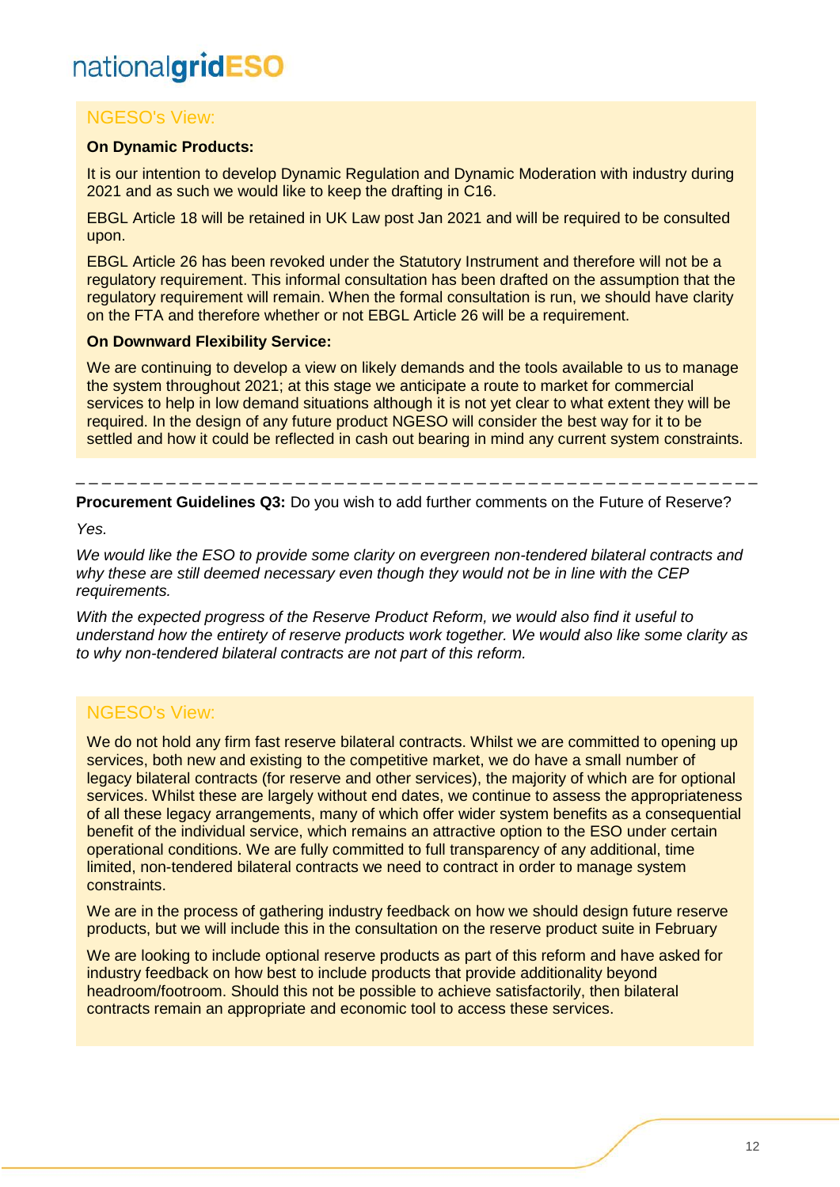### NGESO's View:

**On Dynamic Products:**

It is our intention to develop Dynamic Regulation and Dynamic Moderation with industry during 2021 and as such we would like to keep the drafting in C16.

EBGL Article 18 will be retained in UK Law post Jan 2021 and will be required to be consulted upon.

EBGL Article 26 has been revoked under the Statutory Instrument and therefore will not be a regulatory requirement. This informal consultation has been drafted on the assumption that the regulatory requirement will remain. When the formal consultation is run, we should have clarity on the FTA and therefore whether or not EBGL Article 26 will be a requirement.

**On Downward Flexibility Service:**

We are continuing to develop a view on likely demands and the tools available to us to manage the system throughout 2021; at this stage we anticipate a route to market for commercial services to help in low demand situations although it is not yet clear to what extent they will be required. In the design of any future product NGESO will consider the best way for it to be settled and how it could be reflected in cash out bearing in mind any current system constraints.

---

**Procurement Guidelines Q3:** Do you wish to add further comments on the Future of Reserve?

*Yes.*

*We would like the ESO to provide some clarity on evergreen non-tendered bilateral contracts and why these are still deemed necessary even though they would not be in line with the CEP requirements.*

*With the expected progress of the Reserve Product Reform, we would also find it useful to understand how the entirety of reserve products work together. We would also like some clarity as to why non-tendered bilateral contracts are not part of this reform.*

### NGESO's View:

We do not hold any firm fast reserve bilateral contracts. Whilst we are committed to opening up services, both new and existing to the competitive market, we do have a small number of legacy bilateral contracts (for reserve and other services), the majority of which are for optional services. Whilst these are largely without end dates, we continue to assess the appropriateness of all these legacy arrangements, many of which offer wider system benefits as a consequential benefit of the individual service, which remains an attractive option to the ESO under certain operational conditions. We are fully committed to full transparency of any additional, time limited, non-tendered bilateral contracts we need to contract in order to manage system constraints.

We are in the process of gathering industry feedback on how we should design future reserve products, but we will include this in the consultation on the reserve product suite in February

We are looking to include optional reserve products as part of this reform and have asked for industry feedback on how best to include products that provide additionality beyond headroom/footroom. Should this not be possible to achieve satisfactorily, then bilateral contracts remain an appropriate and economic tool to access these services.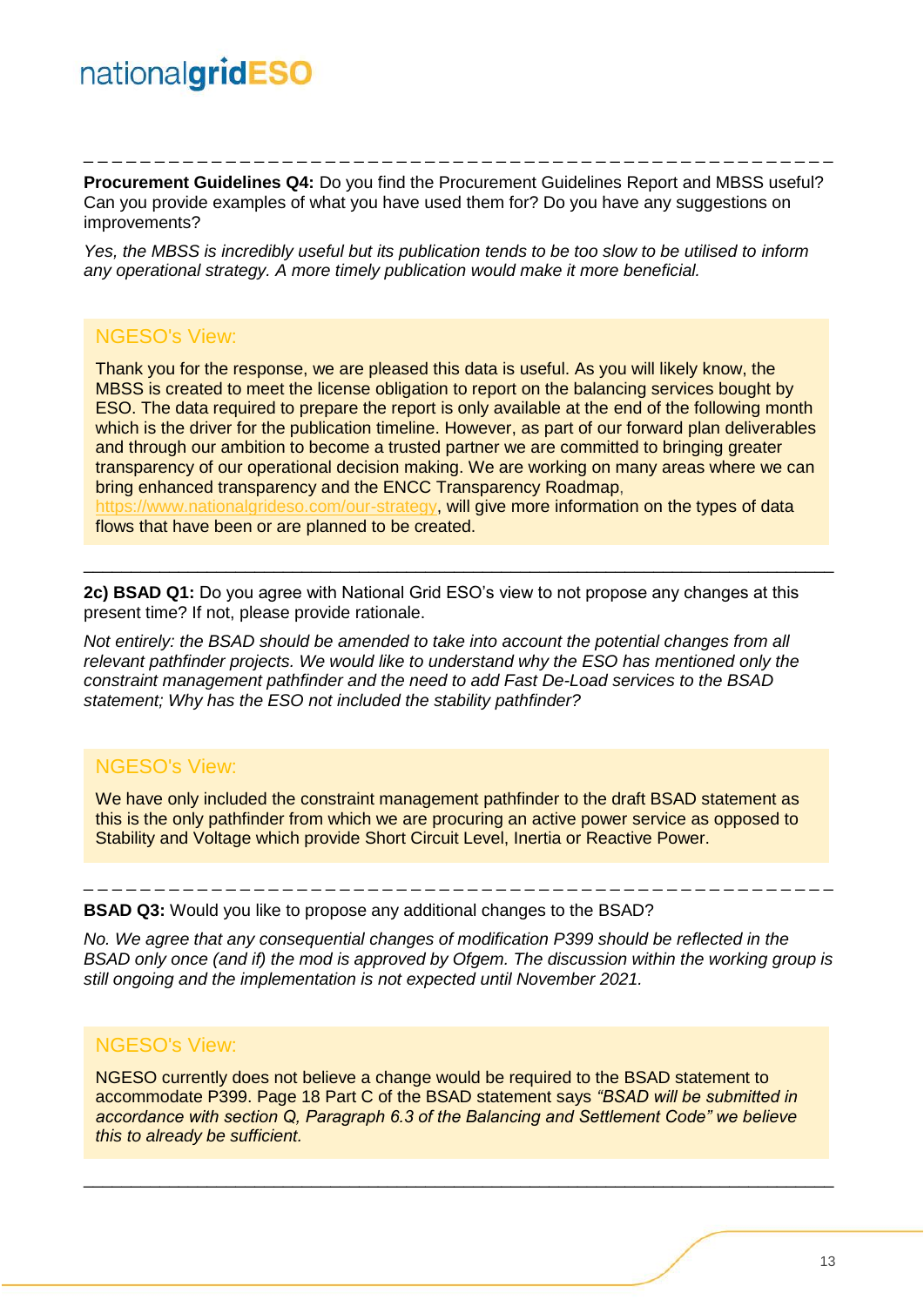---

**Procurement Guidelines Q4:** Do you find the Procurement Guidelines Report and MBSS useful? Can you provide examples of what you have used them for? Do you have any suggestions on improvements?

*Yes, the MBSS is incredibly useful but its publication tends to be too slow to be utilised to inform any operational strategy. A more timely publication would make it more beneficial.*

> NGESO's View:
>
> Thank you for the response, we are pleased this data is useful. As you will likely know, the MBSS is created to meet the license obligation to report on the balancing services bought by ESO. The data required to prepare the report is only available at the end of the following month which is the driver for the publication timeline. However, as part of our forward plan deliverables and through our ambition to become a trusted partner we are committed to bringing greater transparency of our operational decision making. We are working on many areas where we can bring enhanced transparency and the ENCC Transparency Roadmap, https://www.nationalgrideso.com/our-strategy, will give more information on the types of data flows that have been or are planned to be created.

---

**2c) BSAD Q1:** Do you agree with National Grid ESO's view to not propose any changes at this present time? If not, please provide rationale.

*Not entirely: the BSAD should be amended to take into account the potential changes from all relevant pathfinder projects. We would like to understand why the ESO has mentioned only the constraint management pathfinder and the need to add Fast De-Load services to the BSAD statement; Why has the ESO not included the stability pathfinder?*

> NGESO's View:
>
> We have only included the constraint management pathfinder to the draft BSAD statement as this is the only pathfinder from which we are procuring an active power service as opposed to Stability and Voltage which provide Short Circuit Level, Inertia or Reactive Power.

---

**BSAD Q3:** Would you like to propose any additional changes to the BSAD?

*No. We agree that any consequential changes of modification P399 should be reflected in the BSAD only once (and if) the mod is approved by Ofgem. The discussion within the working group is still ongoing and the implementation is not expected until November 2021.*

> NGESO's View:
>
> NGESO currently does not believe a change would be required to the BSAD statement to accommodate P399. Page 18 Part C of the BSAD statement says *"BSAD will be submitted in accordance with section Q, Paragraph 6.3 of the Balancing and Settlement Code" we believe this to already be sufficient.*

---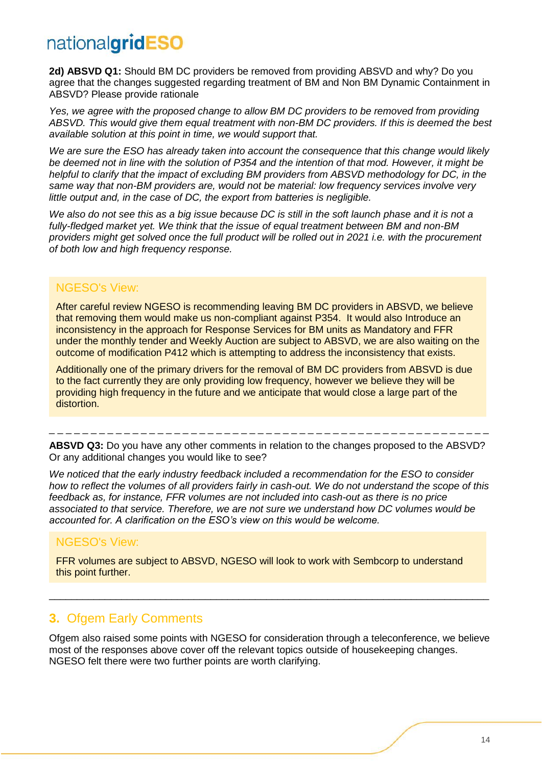**2d) ABSVD Q1:** Should BM DC providers be removed from providing ABSVD and why? Do you agree that the changes suggested regarding treatment of BM and Non BM Dynamic Containment in ABSVD? Please provide rationale

*Yes, we agree with the proposed change to allow BM DC providers to be removed from providing ABSVD. This would give them equal treatment with non-BM DC providers. If this is deemed the best available solution at this point in time, we would support that.*

*We are sure the ESO has already taken into account the consequence that this change would likely be deemed not in line with the solution of P354 and the intention of that mod. However, it might be helpful to clarify that the impact of excluding BM providers from ABSVD methodology for DC, in the same way that non-BM providers are, would not be material: low frequency services involve very little output and, in the case of DC, the export from batteries is negligible.*

*We also do not see this as a big issue because DC is still in the soft launch phase and it is not a fully-fledged market yet. We think that the issue of equal treatment between BM and non-BM providers might get solved once the full product will be rolled out in 2021 i.e. with the procurement of both low and high frequency response.*

NGESO's View:

After careful review NGESO is recommending leaving BM DC providers in ABSVD, we believe that removing them would make us non-compliant against P354. It would also Introduce an inconsistency in the approach for Response Services for BM units as Mandatory and FFR under the monthly tender and Weekly Auction are subject to ABSVD, we are also waiting on the outcome of modification P412 which is attempting to address the inconsistency that exists.

Additionally one of the primary drivers for the removal of BM DC providers from ABSVD is due to the fact currently they are only providing low frequency, however we believe they will be providing high frequency in the future and we anticipate that would close a large part of the distortion.

---

**ABSVD Q3:** Do you have any other comments in relation to the changes proposed to the ABSVD? Or any additional changes you would like to see?

*We noticed that the early industry feedback included a recommendation for the ESO to consider how to reflect the volumes of all providers fairly in cash-out. We do not understand the scope of this feedback as, for instance, FFR volumes are not included into cash-out as there is no price associated to that service. Therefore, we are not sure we understand how DC volumes would be accounted for. A clarification on the ESO's view on this would be welcome.*

NGESO's View:

FFR volumes are subject to ABSVD, NGESO will look to work with Sembcorp to understand this point further.

---

## 3. Ofgem Early Comments

Ofgem also raised some points with NGESO for consideration through a teleconference, we believe most of the responses above cover off the relevant topics outside of housekeeping changes. NGESO felt there were two further points are worth clarifying.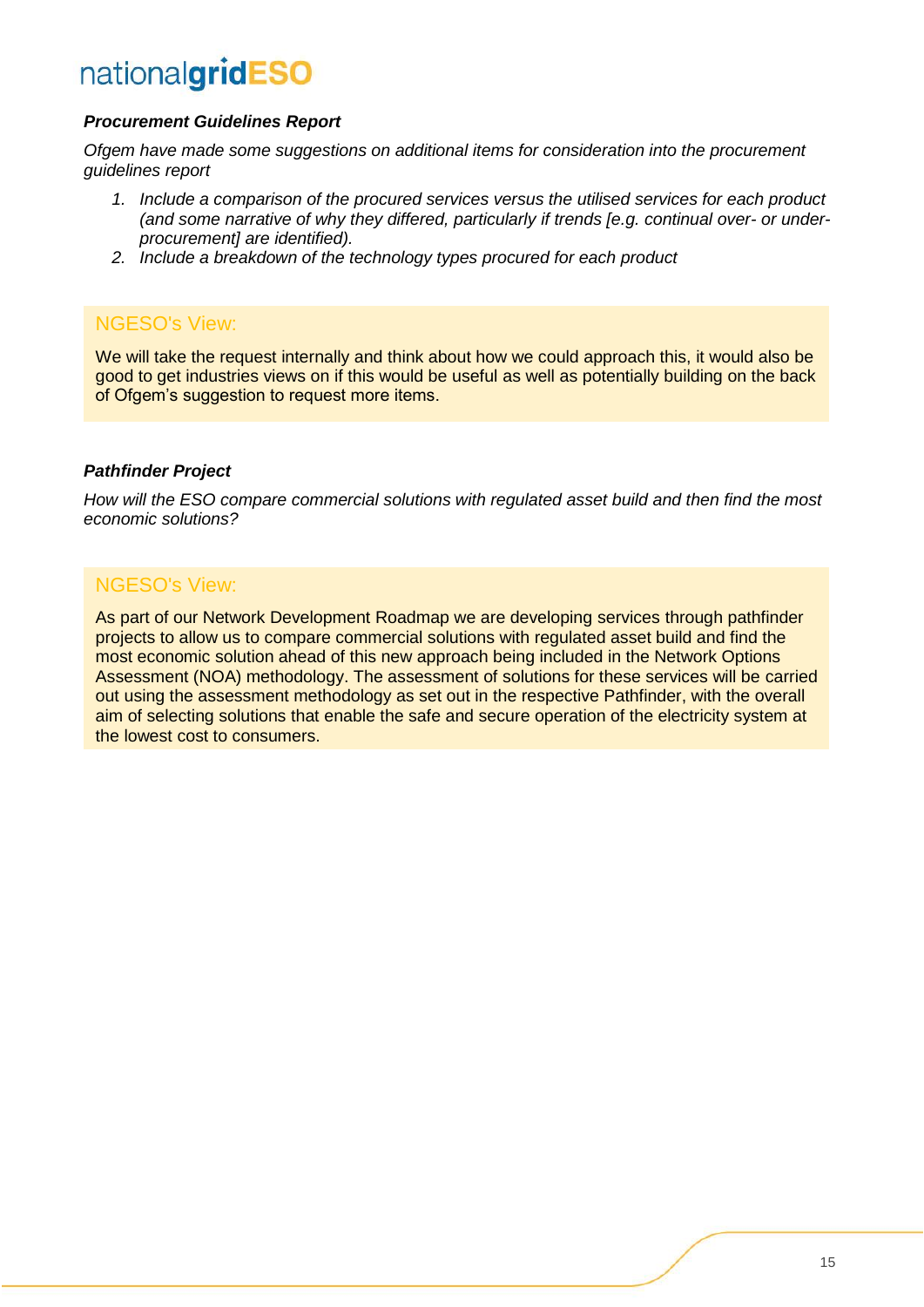***Procurement Guidelines Report***

*Ofgem have made some suggestions on additional items for consideration into the procurement guidelines report*

1. *Include a comparison of the procured services versus the utilised services for each product (and some narrative of why they differed, particularly if trends [e.g. continual over- or under-procurement] are identified).*
2. *Include a breakdown of the technology types procured for each product*

> NGESO's View:
>
> We will take the request internally and think about how we could approach this, it would also be good to get industries views on if this would be useful as well as potentially building on the back of Ofgem's suggestion to request more items.

***Pathfinder Project***

*How will the ESO compare commercial solutions with regulated asset build and then find the most economic solutions?*

> NGESO's View:
>
> As part of our Network Development Roadmap we are developing services through pathfinder projects to allow us to compare commercial solutions with regulated asset build and find the most economic solution ahead of this new approach being included in the Network Options Assessment (NOA) methodology. The assessment of solutions for these services will be carried out using the assessment methodology as set out in the respective Pathfinder, with the overall aim of selecting solutions that enable the safe and secure operation of the electricity system at the lowest cost to consumers.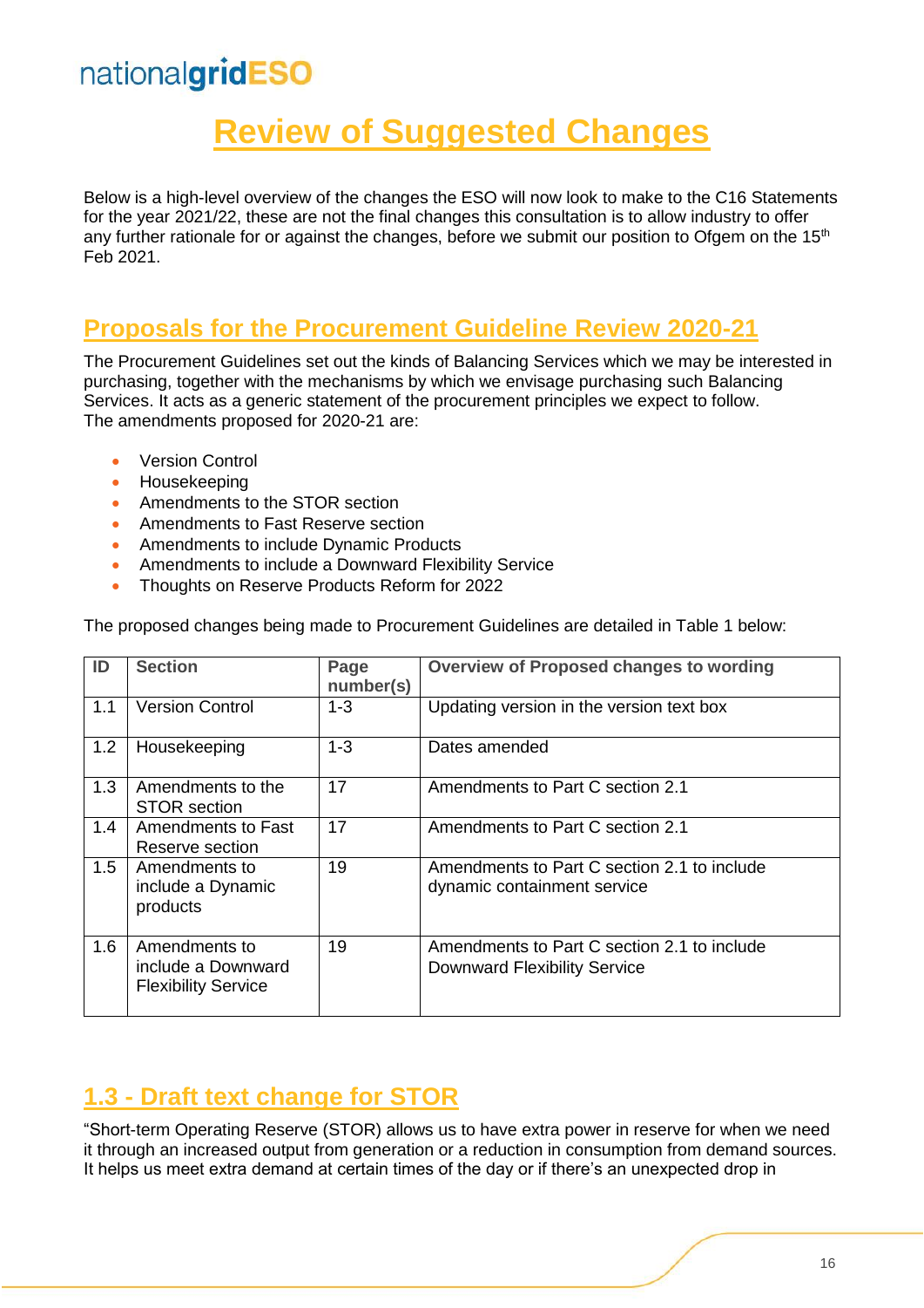# Review of Suggested Changes

Below is a high-level overview of the changes the ESO will now look to make to the C16 Statements for the year 2021/22, these are not the final changes this consultation is to allow industry to offer any further rationale for or against the changes, before we submit our position to Ofgem on the 15th Feb 2021.

## Proposals for the Procurement Guideline Review 2020-21

The Procurement Guidelines set out the kinds of Balancing Services which we may be interested in purchasing, together with the mechanisms by which we envisage purchasing such Balancing Services. It acts as a generic statement of the procurement principles we expect to follow.
The amendments proposed for 2020-21 are:

- Version Control
- Housekeeping
- Amendments to the STOR section
- Amendments to Fast Reserve section
- Amendments to include Dynamic Products
- Amendments to include a Downward Flexibility Service
- Thoughts on Reserve Products Reform for 2022

The proposed changes being made to Procurement Guidelines are detailed in Table 1 below:

| ID | Section | Page number(s) | Overview of Proposed changes to wording |
|---|---|---|---|
| 1.1 | Version Control | 1-3 | Updating version in the version text box |
| 1.2 | Housekeeping | 1-3 | Dates amended |
| 1.3 | Amendments to the STOR section | 17 | Amendments to Part C section 2.1 |
| 1.4 | Amendments to Fast Reserve section | 17 | Amendments to Part C section 2.1 |
| 1.5 | Amendments to include a Dynamic products | 19 | Amendments to Part C section 2.1 to include dynamic containment service |
| 1.6 | Amendments to include a Downward Flexibility Service | 19 | Amendments to Part C section 2.1 to include Downward Flexibility Service |

## 1.3 - Draft text change for STOR

"Short-term Operating Reserve (STOR) allows us to have extra power in reserve for when we need it through an increased output from generation or a reduction in consumption from demand sources. It helps us meet extra demand at certain times of the day or if there's an unexpected drop in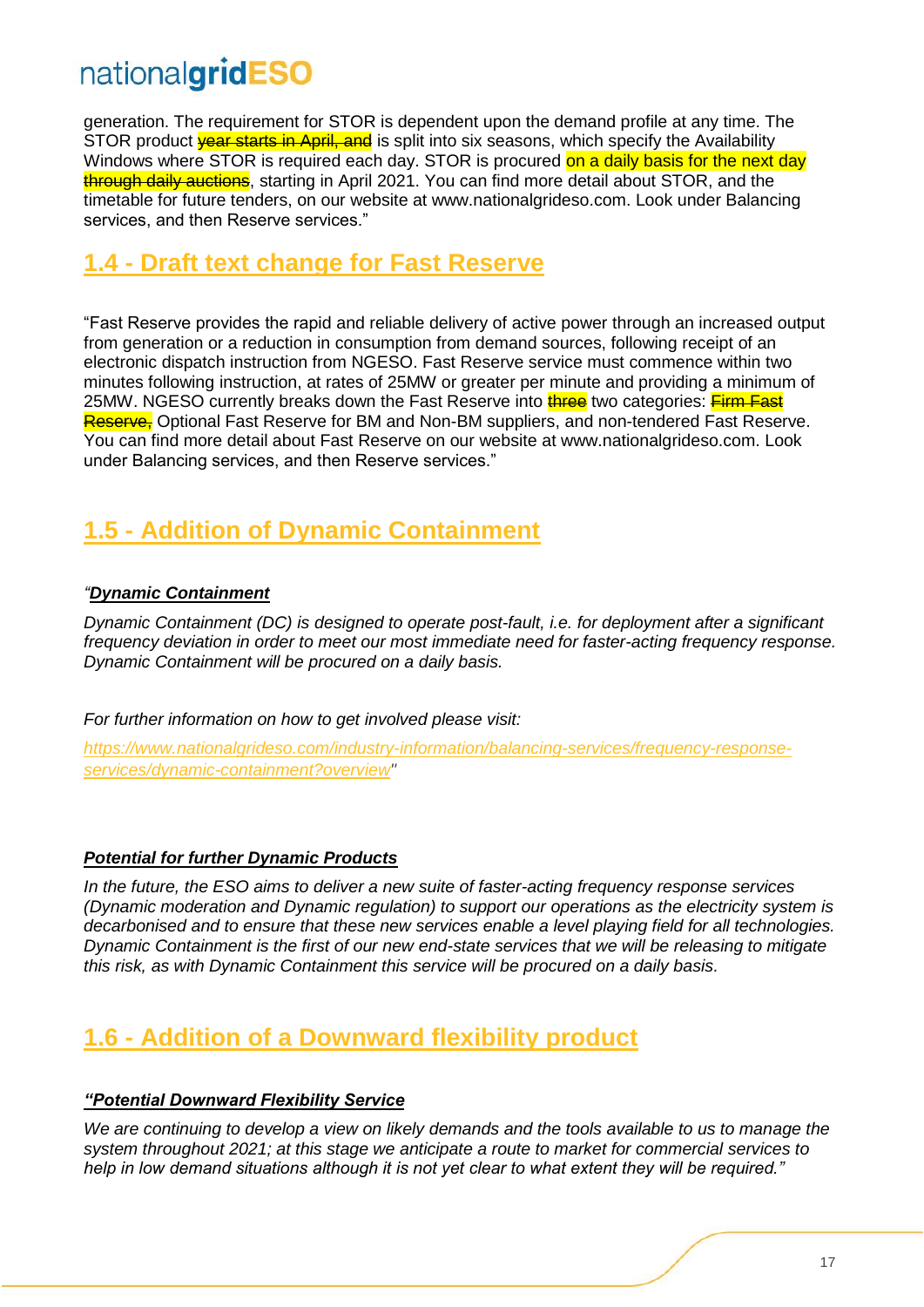generation. The requirement for STOR is dependent upon the demand profile at any time. The STOR product ~~year starts in April, and~~ is split into six seasons, which specify the Availability Windows where STOR is required each day. STOR is procured on a daily basis for the next day ~~through daily auctions~~, starting in April 2021. You can find more detail about STOR, and the timetable for future tenders, on our website at www.nationalgrideso.com. Look under Balancing services, and then Reserve services."

## 1.4 - Draft text change for Fast Reserve

"Fast Reserve provides the rapid and reliable delivery of active power through an increased output from generation or a reduction in consumption from demand sources, following receipt of an electronic dispatch instruction from NGESO. Fast Reserve service must commence within two minutes following instruction, at rates of 25MW or greater per minute and providing a minimum of 25MW. NGESO currently breaks down the Fast Reserve into ~~three~~ two categories: ~~Firm Fast Reserve,~~ Optional Fast Reserve for BM and Non-BM suppliers, and non-tendered Fast Reserve. You can find more detail about Fast Reserve on our website at www.nationalgrideso.com. Look under Balancing services, and then Reserve services."

## 1.5 - Addition of Dynamic Containment

*"**Dynamic Containment***

*Dynamic Containment (DC) is designed to operate post-fault, i.e. for deployment after a significant frequency deviation in order to meet our most immediate need for faster-acting frequency response. Dynamic Containment will be procured on a daily basis.*

*For further information on how to get involved please visit:*

*https://www.nationalgrideso.com/industry-information/balancing-services/frequency-response-services/dynamic-containment?overview"*

***Potential for further Dynamic Products***

*In the future, the ESO aims to deliver a new suite of faster-acting frequency response services (Dynamic moderation and Dynamic regulation) to support our operations as the electricity system is decarbonised and to ensure that these new services enable a level playing field for all technologies. Dynamic Containment is the first of our new end-state services that we will be releasing to mitigate this risk, as with Dynamic Containment this service will be procured on a daily basis.*

## 1.6 - Addition of a Downward flexibility product

***"Potential Downward Flexibility Service***

*We are continuing to develop a view on likely demands and the tools available to us to manage the system throughout 2021; at this stage we anticipate a route to market for commercial services to help in low demand situations although it is not yet clear to what extent they will be required."*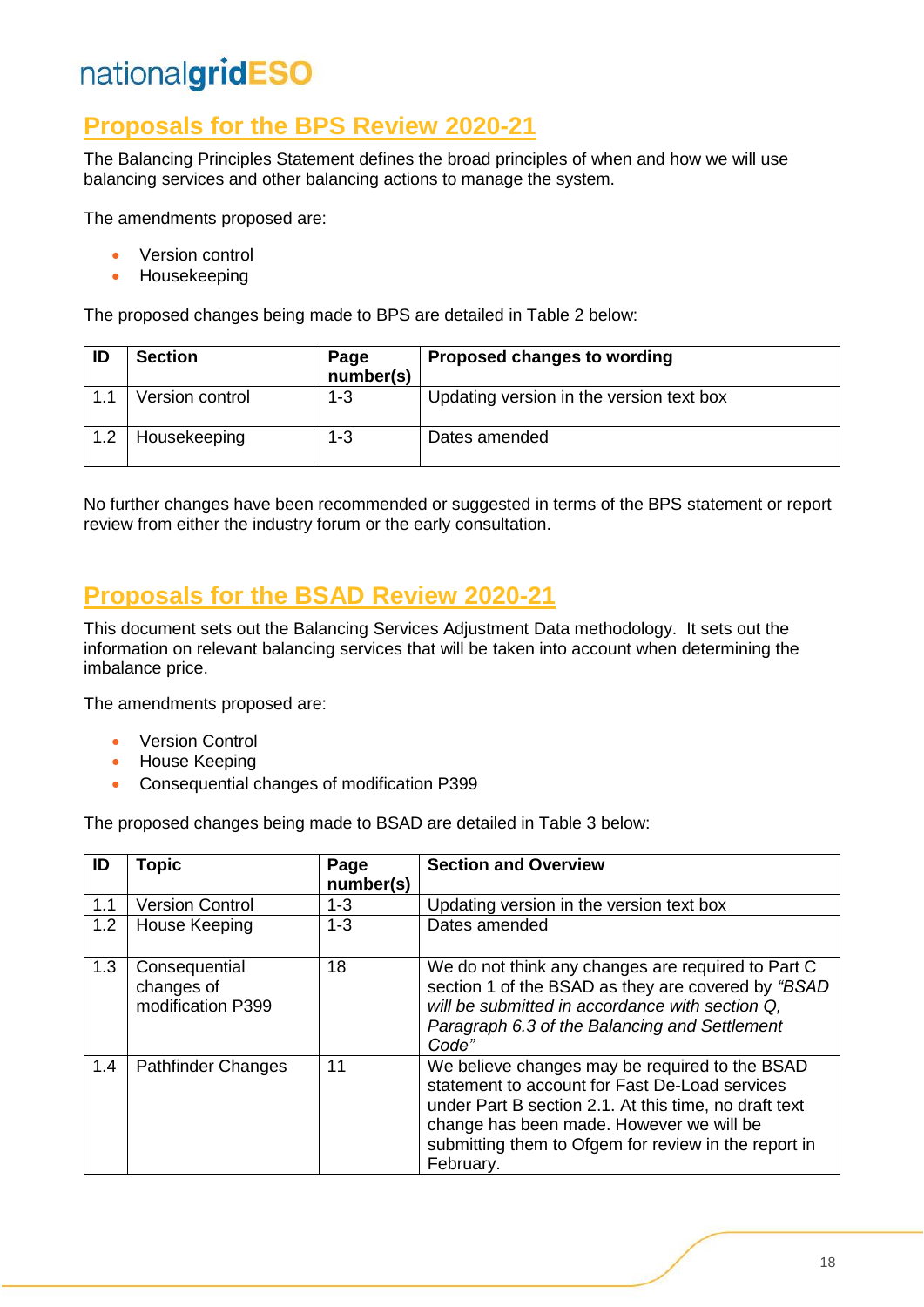## Proposals for the BPS Review 2020-21

The Balancing Principles Statement defines the broad principles of when and how we will use balancing services and other balancing actions to manage the system.

The amendments proposed are:

- Version control
- Housekeeping

The proposed changes being made to BPS are detailed in Table 2 below:

| ID | Section | Page number(s) | Proposed changes to wording |
|---|---|---|---|
| 1.1 | Version control | 1-3 | Updating version in the version text box |
| 1.2 | Housekeeping | 1-3 | Dates amended |

No further changes have been recommended or suggested in terms of the BPS statement or report review from either the industry forum or the early consultation.

## Proposals for the BSAD Review 2020-21

This document sets out the Balancing Services Adjustment Data methodology. It sets out the information on relevant balancing services that will be taken into account when determining the imbalance price.

The amendments proposed are:

- Version Control
- House Keeping
- Consequential changes of modification P399

The proposed changes being made to BSAD are detailed in Table 3 below:

| ID | Topic | Page number(s) | Section and Overview |
|---|---|---|---|
| 1.1 | Version Control | 1-3 | Updating version in the version text box |
| 1.2 | House Keeping | 1-3 | Dates amended |
| 1.3 | Consequential changes of modification P399 | 18 | We do not think any changes are required to Part C section 1 of the BSAD as they are covered by *"BSAD will be submitted in accordance with section Q, Paragraph 6.3 of the Balancing and Settlement Code"* |
| 1.4 | Pathfinder Changes | 11 | We believe changes may be required to the BSAD statement to account for Fast De-Load services under Part B section 2.1. At this time, no draft text change has been made. However we will be submitting them to Ofgem for review in the report in February. |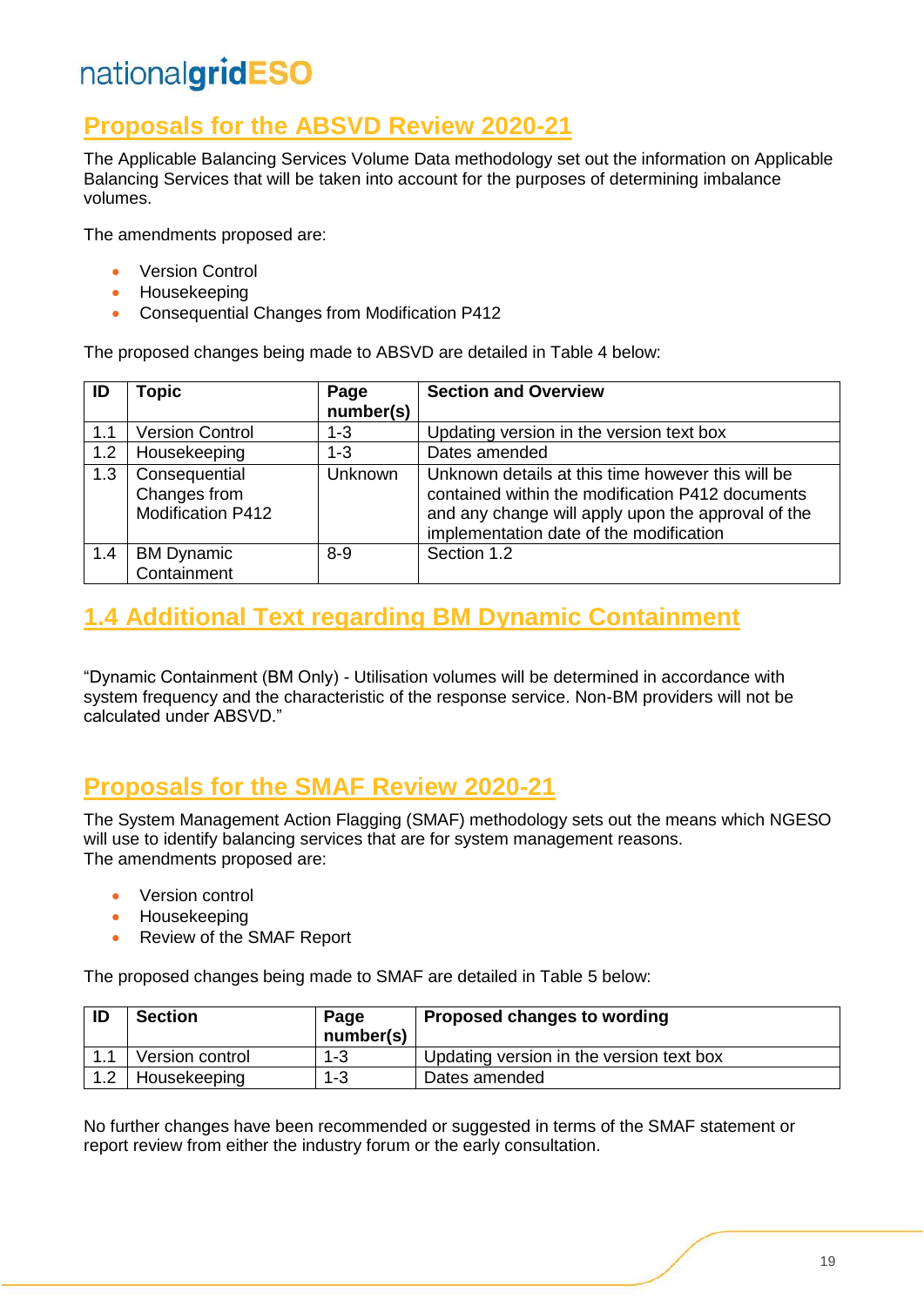## Proposals for the ABSVD Review 2020-21

The Applicable Balancing Services Volume Data methodology set out the information on Applicable Balancing Services that will be taken into account for the purposes of determining imbalance volumes.

The amendments proposed are:

- Version Control
- Housekeeping
- Consequential Changes from Modification P412

The proposed changes being made to ABSVD are detailed in Table 4 below:

| ID | Topic | Page number(s) | Section and Overview |
|---|---|---|---|
| 1.1 | Version Control | 1-3 | Updating version in the version text box |
| 1.2 | Housekeeping | 1-3 | Dates amended |
| 1.3 | Consequential Changes from Modification P412 | Unknown | Unknown details at this time however this will be contained within the modification P412 documents and any change will apply upon the approval of the implementation date of the modification |
| 1.4 | BM Dynamic Containment | 8-9 | Section 1.2 |

## 1.4 Additional Text regarding BM Dynamic Containment

"Dynamic Containment (BM Only) - Utilisation volumes will be determined in accordance with system frequency and the characteristic of the response service. Non-BM providers will not be calculated under ABSVD."

## Proposals for the SMAF Review 2020-21

The System Management Action Flagging (SMAF) methodology sets out the means which NGESO will use to identify balancing services that are for system management reasons.
The amendments proposed are:

- Version control
- Housekeeping
- Review of the SMAF Report

The proposed changes being made to SMAF are detailed in Table 5 below:

| ID | Section | Page number(s) | Proposed changes to wording |
|---|---|---|---|
| 1.1 | Version control | 1-3 | Updating version in the version text box |
| 1.2 | Housekeeping | 1-3 | Dates amended |

No further changes have been recommended or suggested in terms of the SMAF statement or report review from either the industry forum or the early consultation.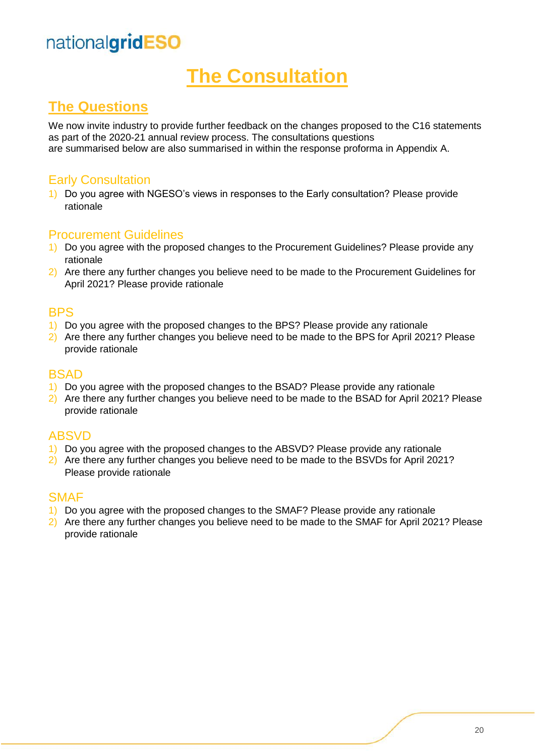# The Consultation

## The Questions

We now invite industry to provide further feedback on the changes proposed to the C16 statements as part of the 2020-21 annual review process. The consultations questions are summarised below are also summarised in within the response proforma in Appendix A.

### Early Consultation

1) Do you agree with NGESO's views in responses to the Early consultation? Please provide rationale

### Procurement Guidelines

1) Do you agree with the proposed changes to the Procurement Guidelines? Please provide any rationale
2) Are there any further changes you believe need to be made to the Procurement Guidelines for April 2021? Please provide rationale

### BPS

1) Do you agree with the proposed changes to the BPS? Please provide any rationale
2) Are there any further changes you believe need to be made to the BPS for April 2021? Please provide rationale

### BSAD

1) Do you agree with the proposed changes to the BSAD? Please provide any rationale
2) Are there any further changes you believe need to be made to the BSAD for April 2021? Please provide rationale

### ABSVD

1) Do you agree with the proposed changes to the ABSVD? Please provide any rationale
2) Are there any further changes you believe need to be made to the BSVDs for April 2021? Please provide rationale

### SMAF

1) Do you agree with the proposed changes to the SMAF? Please provide any rationale
2) Are there any further changes you believe need to be made to the SMAF for April 2021? Please provide rationale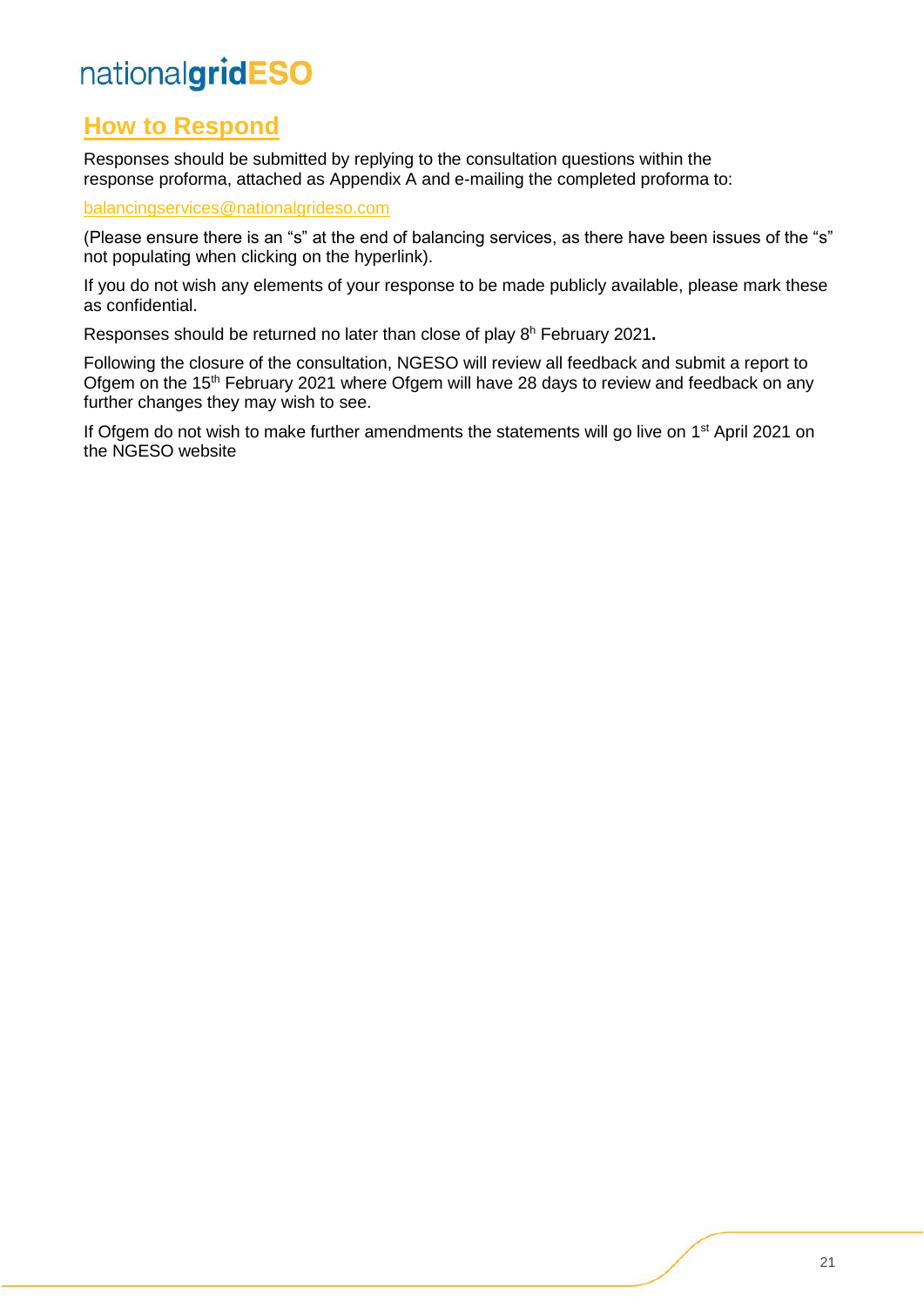## How to Respond

Responses should be submitted by replying to the consultation questions within the response proforma, attached as Appendix A and e-mailing the completed proforma to:

balancingservices@nationalgrideso.com

(Please ensure there is an "s" at the end of balancing services, as there have been issues of the "s" not populating when clicking on the hyperlink).

If you do not wish any elements of your response to be made publicly available, please mark these as confidential.

Responses should be returned no later than close of play 8h February 2021.

Following the closure of the consultation, NGESO will review all feedback and submit a report to Ofgem on the 15th February 2021 where Ofgem will have 28 days to review and feedback on any further changes they may wish to see.

If Ofgem do not wish to make further amendments the statements will go live on 1st April 2021 on the NGESO website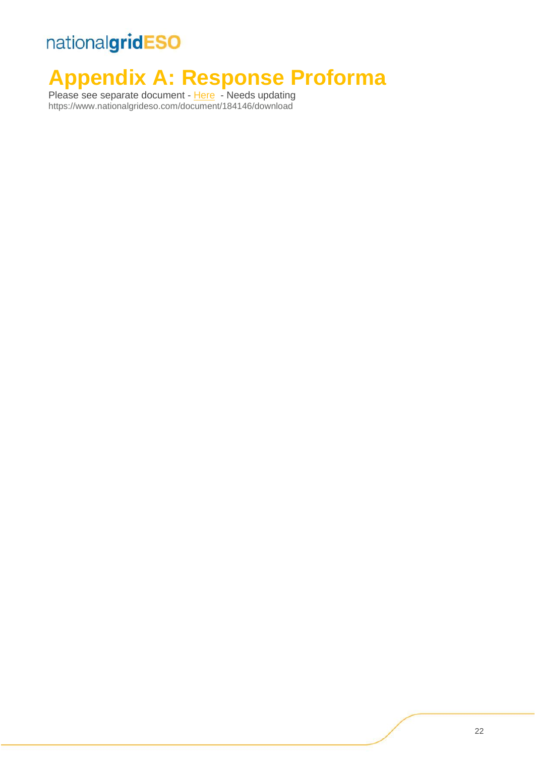# Appendix A: Response Proforma

Please see separate document - Here - Needs updating
https://www.nationalgrideso.com/document/184146/download